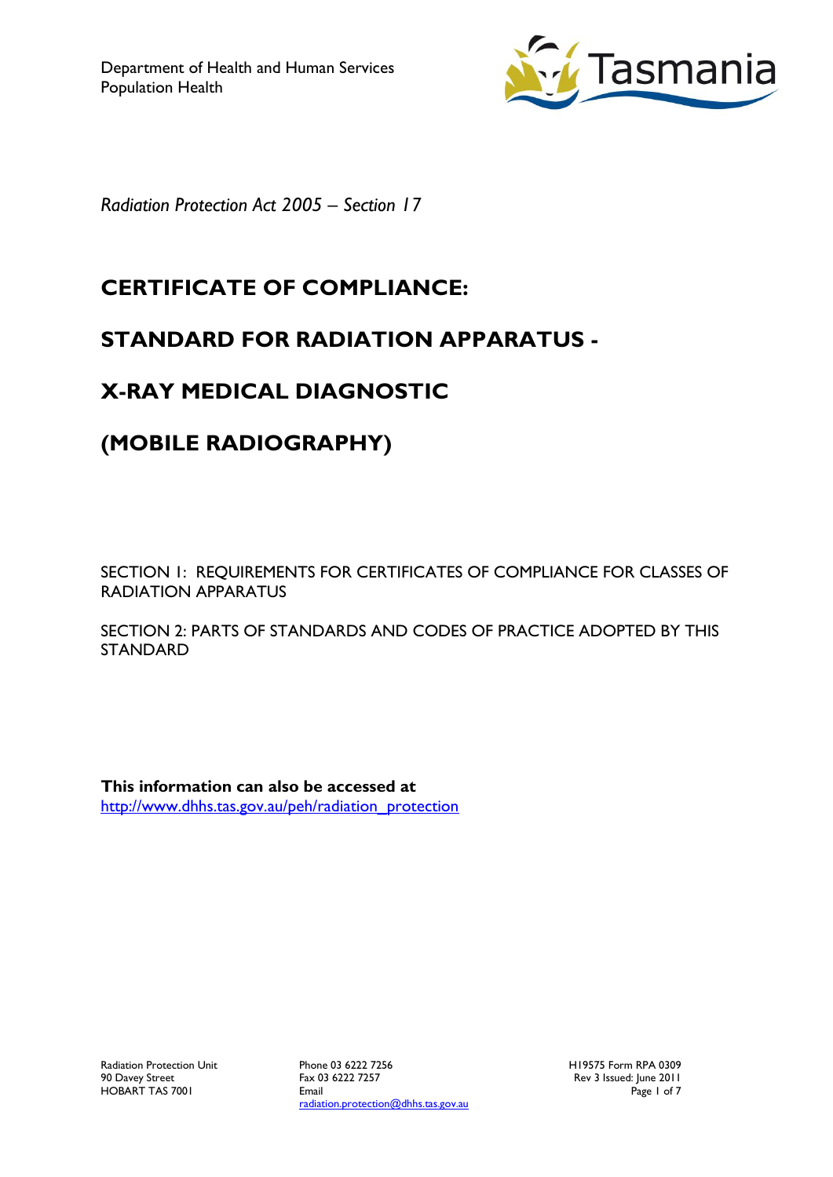Department of Health and Human Services
Population Health

*Radiation Protection Act 2005 – Section 17*

# CERTIFICATE OF COMPLIANCE:

# STANDARD FOR RADIATION APPARATUS -

# X-RAY MEDICAL DIAGNOSTIC

# (MOBILE RADIOGRAPHY)

SECTION 1: REQUIREMENTS FOR CERTIFICATES OF COMPLIANCE FOR CLASSES OF RADIATION APPARATUS

SECTION 2: PARTS OF STANDARDS AND CODES OF PRACTICE ADOPTED BY THIS STANDARD

**This information can also be accessed at**
http://www.dhhs.tas.gov.au/peh/radiation_protection

Radiation Protection Unit
90 Davey Street
HOBART TAS 7001

Phone 03 6222 7256
Fax 03 6222 7257
Email
radiation.protection@dhhs.tas.gov.au

H19575 Form RPA 0309
Rev 3 Issued: June 2011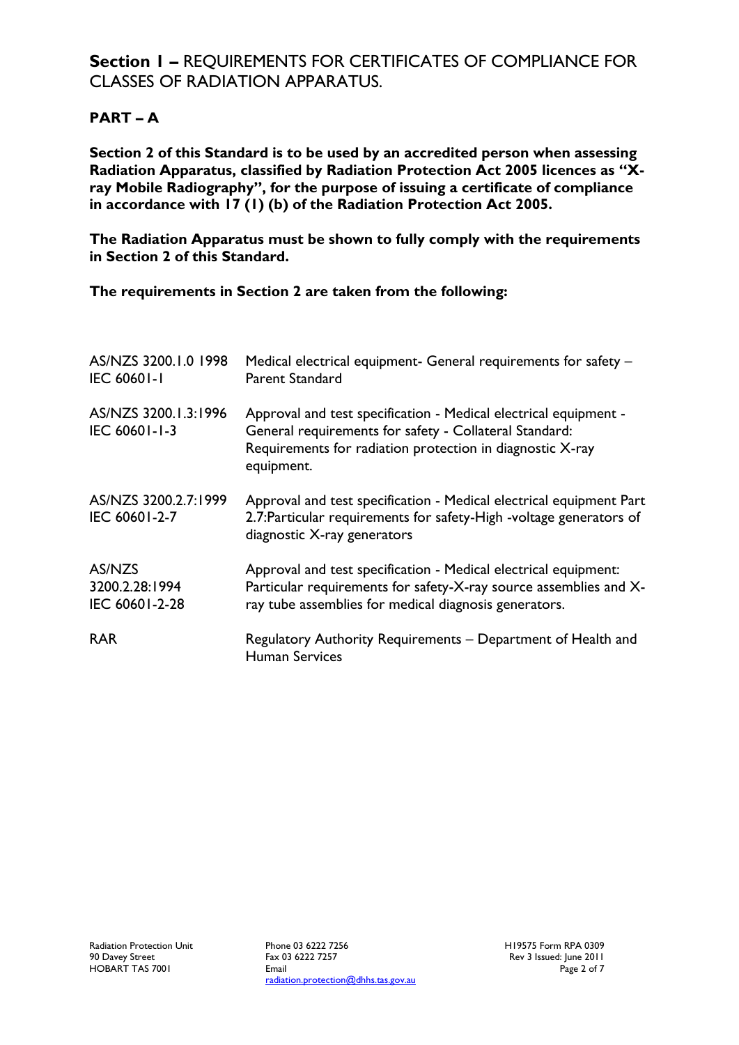## **Section 1 –** REQUIREMENTS FOR CERTIFICATES OF COMPLIANCE FOR CLASSES OF RADIATION APPARATUS.

### PART – A

**Section 2 of this Standard is to be used by an accredited person when assessing Radiation Apparatus, classified by Radiation Protection Act 2005 licences as "X-ray Mobile Radiography", for the purpose of issuing a certificate of compliance in accordance with 17 (1) (b) of the Radiation Protection Act 2005.**

**The Radiation Apparatus must be shown to fully comply with the requirements in Section 2 of this Standard.**

**The requirements in Section 2 are taken from the following:**

| | |
|---|---|
| AS/NZS 3200.1.0 1998<br>IEC 60601-1 | Medical electrical equipment- General requirements for safety – Parent Standard |
| AS/NZS 3200.1.3:1996<br>IEC 60601-1-3 | Approval and test specification - Medical electrical equipment - General requirements for safety - Collateral Standard: Requirements for radiation protection in diagnostic X-ray equipment. |
| AS/NZS 3200.2.7:1999<br>IEC 60601-2-7 | Approval and test specification - Medical electrical equipment Part 2.7:Particular requirements for safety-High -voltage generators of diagnostic X-ray generators |
| AS/NZS 3200.2.28:1994<br>IEC 60601-2-28 | Approval and test specification - Medical electrical equipment: Particular requirements for safety-X-ray source assemblies and X-ray tube assemblies for medical diagnosis generators. |
| RAR | Regulatory Authority Requirements – Department of Health and Human Services |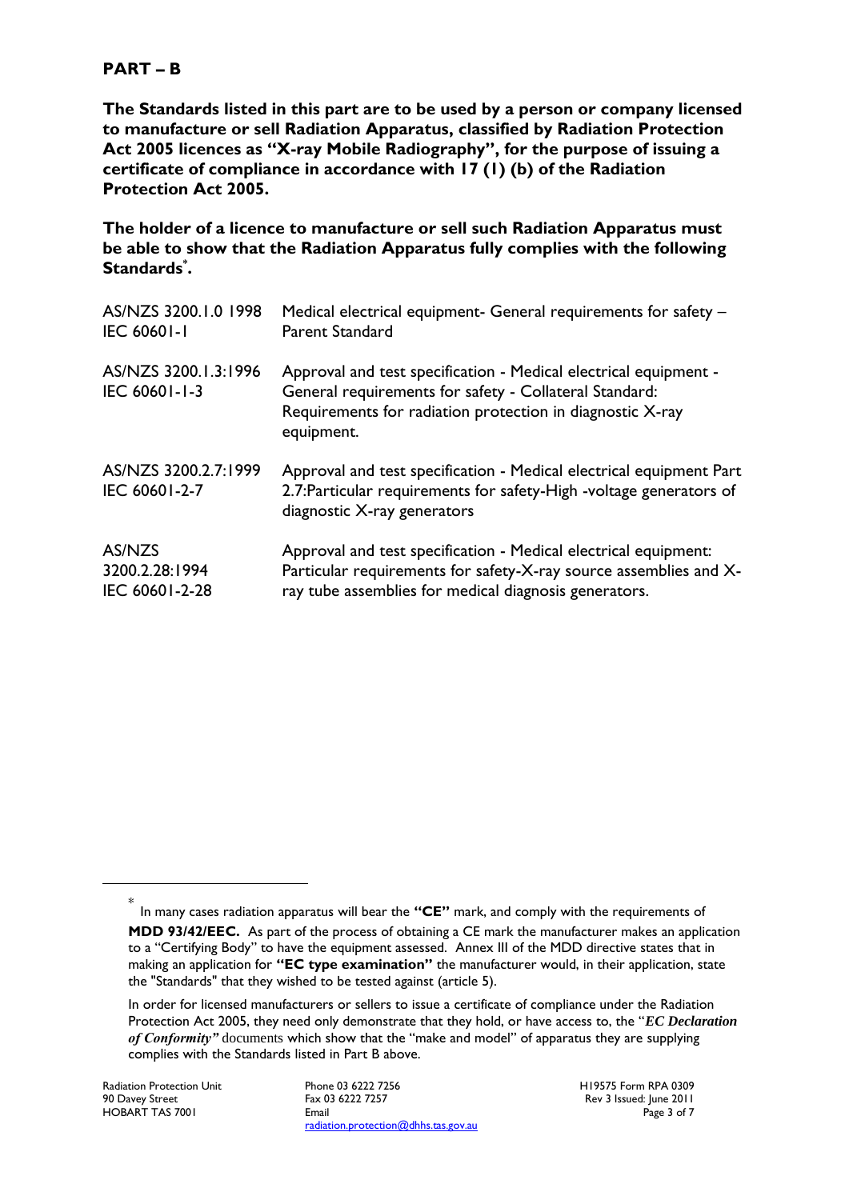## PART – B

**The Standards listed in this part are to be used by a person or company licensed to manufacture or sell Radiation Apparatus, classified by Radiation Protection Act 2005 licences as "X-ray Mobile Radiography", for the purpose of issuing a certificate of compliance in accordance with 17 (1) (b) of the Radiation Protection Act 2005.**

**The holder of a licence to manufacture or sell such Radiation Apparatus must be able to show that the Radiation Apparatus fully complies with the following Standards*.**

| Standard | Description |
|---|---|
| AS/NZS 3200.1.0 1998<br>IEC 60601-1 | Medical electrical equipment- General requirements for safety – Parent Standard |
| AS/NZS 3200.1.3:1996<br>IEC 60601-1-3 | Approval and test specification - Medical electrical equipment - General requirements for safety - Collateral Standard: Requirements for radiation protection in diagnostic X-ray equipment. |
| AS/NZS 3200.2.7:1999<br>IEC 60601-2-7 | Approval and test specification - Medical electrical equipment Part 2.7:Particular requirements for safety-High -voltage generators of diagnostic X-ray generators |
| AS/NZS 3200.2.28:1994<br>IEC 60601-2-28 | Approval and test specification - Medical electrical equipment: Particular requirements for safety-X-ray source assemblies and X-ray tube assemblies for medical diagnosis generators. |

---

* In many cases radiation apparatus will bear the **"CE"** mark, and comply with the requirements of **MDD 93/42/EEC.** As part of the process of obtaining a CE mark the manufacturer makes an application to a "Certifying Body" to have the equipment assessed. Annex III of the MDD directive states that in making an application for **"EC type examination"** the manufacturer would, in their application, state the "Standards" that they wished to be tested against (article 5).

In order for licensed manufacturers or sellers to issue a certificate of compliance under the Radiation Protection Act 2005, they need only demonstrate that they hold, or have access to, the "***EC Declaration of Conformity"*** documents which show that the "make and model" of apparatus they are supplying complies with the Standards listed in Part B above.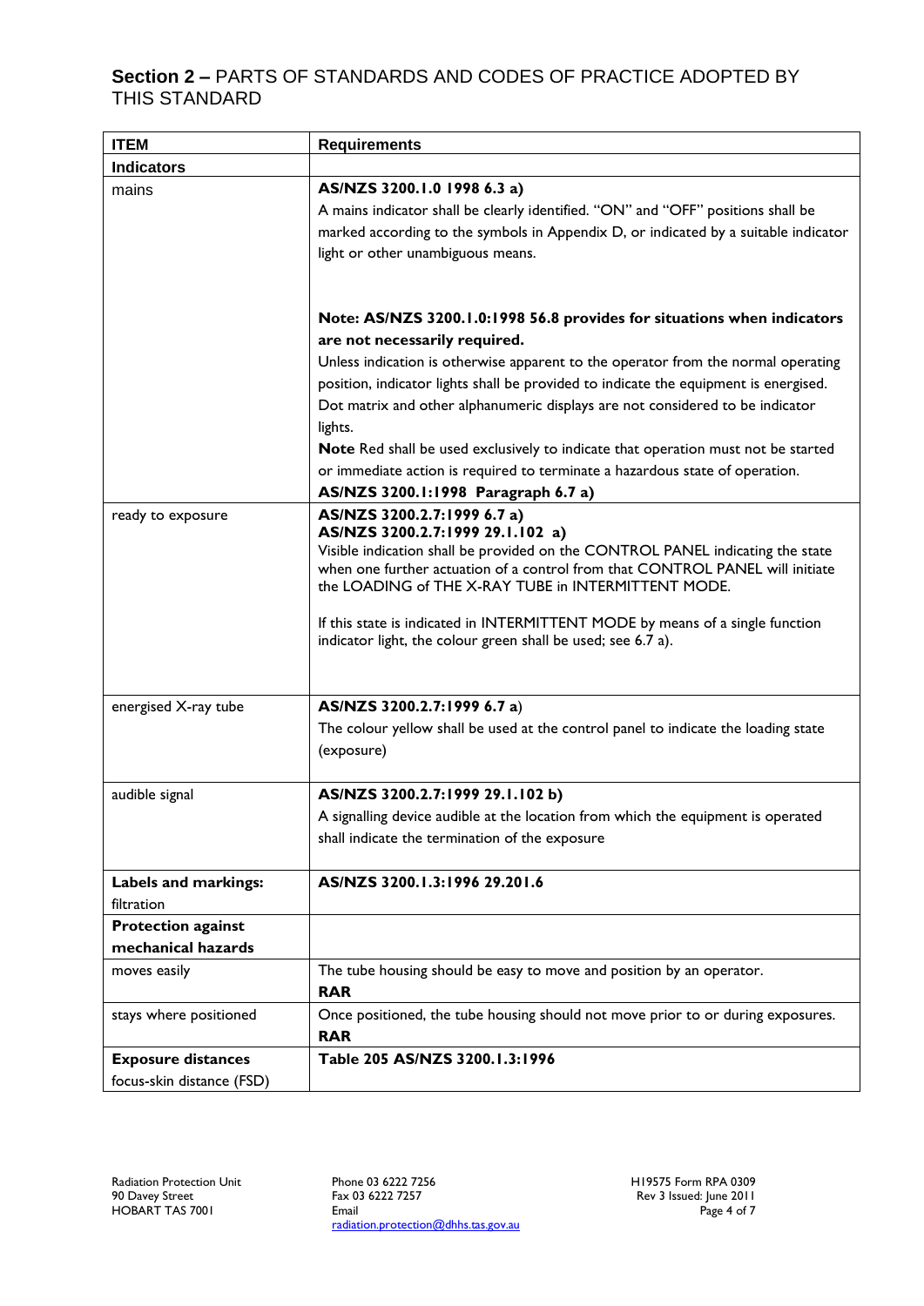## Section 2 – PARTS OF STANDARDS AND CODES OF PRACTICE ADOPTED BY THIS STANDARD

| ITEM | Requirements |
|---|---|
| **Indicators** | |
| mains | **AS/NZS 3200.1.0 1998 6.3 a)**<br>A mains indicator shall be clearly identified. "ON" and "OFF" positions shall be marked according to the symbols in Appendix D, or indicated by a suitable indicator light or other unambiguous means.<br><br>**Note: AS/NZS 3200.1.0:1998 56.8 provides for situations when indicators are not necessarily required.**<br>Unless indication is otherwise apparent to the operator from the normal operating position, indicator lights shall be provided to indicate the equipment is energised. Dot matrix and other alphanumeric displays are not considered to be indicator lights.<br>**Note** Red shall be used exclusively to indicate that operation must not be started or immediate action is required to terminate a hazardous state of operation.<br>**AS/NZS 3200.1:1998 Paragraph 6.7 a)** |
| ready to exposure | **AS/NZS 3200.2.7:1999 6.7 a)**<br>**AS/NZS 3200.2.7:1999 29.1.102 a)**<br>Visible indication shall be provided on the CONTROL PANEL indicating the state when one further actuation of a control from that CONTROL PANEL will initiate the LOADING of THE X-RAY TUBE in INTERMITTENT MODE.<br><br>If this state is indicated in INTERMITTENT MODE by means of a single function indicator light, the colour green shall be used; see 6.7 a). |
| energised X-ray tube | **AS/NZS 3200.2.7:1999 6.7 a)**<br>The colour yellow shall be used at the control panel to indicate the loading state (exposure) |
| audible signal | **AS/NZS 3200.2.7:1999 29.1.102 b)**<br>A signalling device audible at the location from which the equipment is operated shall indicate the termination of the exposure |
| **Labels and markings:**<br>filtration | **AS/NZS 3200.1.3:1996 29.201.6** |
| **Protection against mechanical hazards** | |
| moves easily | The tube housing should be easy to move and position by an operator.<br>**RAR** |
| stays where positioned | Once positioned, the tube housing should not move prior to or during exposures.<br>**RAR** |
| **Exposure distances**<br>focus-skin distance (FSD) | **Table 205 AS/NZS 3200.1.3:1996** |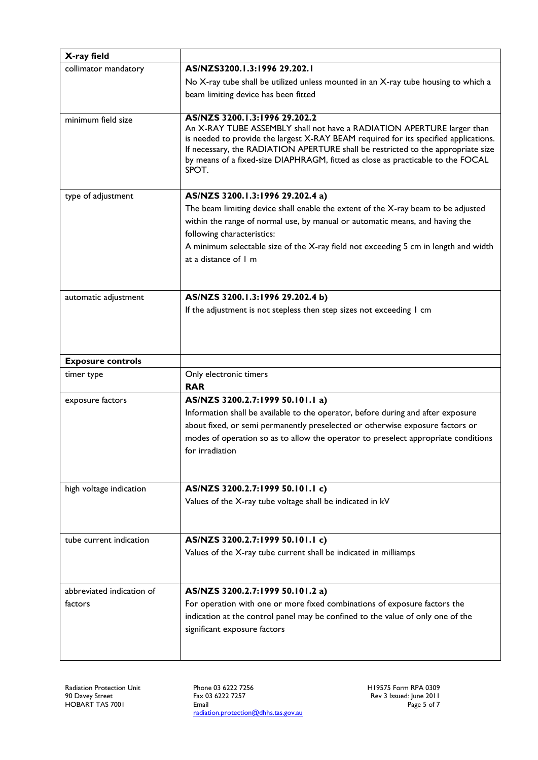| **X-ray field** | |
|---|---|
| collimator mandatory | **AS/NZS3200.1.3:1996 29.202.1**<br>No X-ray tube shall be utilized unless mounted in an X-ray tube housing to which a beam limiting device has been fitted |
| minimum field size | **AS/NZS 3200.1.3:1996 29.202.2**<br>An X-RAY TUBE ASSEMBLY shall not have a RADIATION APERTURE larger than is needed to provide the largest X-RAY BEAM required for its specified applications. If necessary, the RADIATION APERTURE shall be restricted to the appropriate size by means of a fixed-size DIAPHRAGM, fitted as close as practicable to the FOCAL SPOT. |
| type of adjustment | **AS/NZS 3200.1.3:1996 29.202.4 a)**<br>The beam limiting device shall enable the extent of the X-ray beam to be adjusted within the range of normal use, by manual or automatic means, and having the following characteristics:<br>A minimum selectable size of the X-ray field not exceeding 5 cm in length and width at a distance of 1 m |
| automatic adjustment | **AS/NZS 3200.1.3:1996 29.202.4 b)**<br>If the adjustment is not stepless then step sizes not exceeding 1 cm |
| **Exposure controls** | |
| timer type | Only electronic timers<br>**RAR** |
| exposure factors | **AS/NZS 3200.2.7:1999 50.101.1 a)**<br>Information shall be available to the operator, before during and after exposure about fixed, or semi permanently preselected or otherwise exposure factors or modes of operation so as to allow the operator to preselect appropriate conditions for irradiation |
| high voltage indication | **AS/NZS 3200.2.7:1999 50.101.1 c)**<br>Values of the X-ray tube voltage shall be indicated in kV |
| tube current indication | **AS/NZS 3200.2.7:1999 50.101.1 c)**<br>Values of the X-ray tube current shall be indicated in milliamps |
| abbreviated indication of factors | **AS/NZS 3200.2.7:1999 50.101.2 a)**<br>For operation with one or more fixed combinations of exposure factors the indication at the control panel may be confined to the value of only one of the significant exposure factors |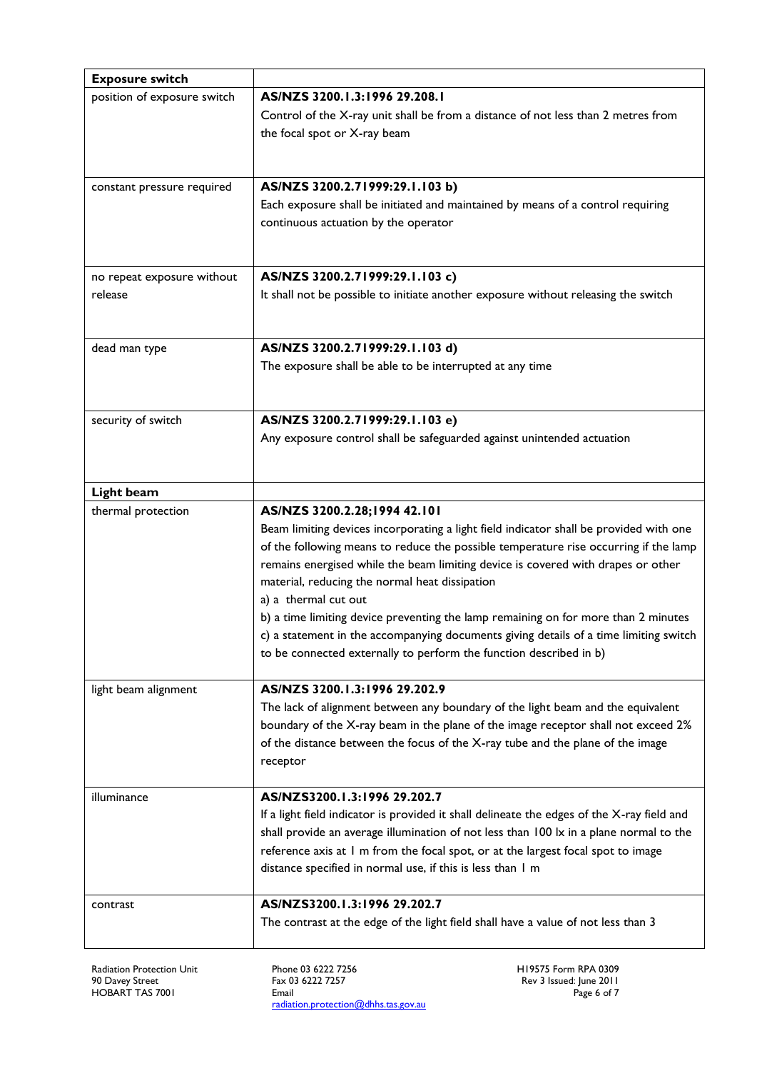| **Exposure switch** | |
|---|---|
| position of exposure switch | **AS/NZS 3200.1.3:1996 29.208.1**<br>Control of the X-ray unit shall be from a distance of not less than 2 metres from the focal spot or X-ray beam |
| constant pressure required | **AS/NZS 3200.2.71999:29.1.103 b)**<br>Each exposure shall be initiated and maintained by means of a control requiring continuous actuation by the operator |
| no repeat exposure without release | **AS/NZS 3200.2.71999:29.1.103 c)**<br>It shall not be possible to initiate another exposure without releasing the switch |
| dead man type | **AS/NZS 3200.2.71999:29.1.103 d)**<br>The exposure shall be able to be interrupted at any time |
| security of switch | **AS/NZS 3200.2.71999:29.1.103 e)**<br>Any exposure control shall be safeguarded against unintended actuation |
| **Light beam** | |
| thermal protection | **AS/NZS 3200.2.28;1994 42.101**<br>Beam limiting devices incorporating a light field indicator shall be provided with one of the following means to reduce the possible temperature rise occurring if the lamp remains energised while the beam limiting device is covered with drapes or other material, reducing the normal heat dissipation<br>a) a thermal cut out<br>b) a time limiting device preventing the lamp remaining on for more than 2 minutes<br>c) a statement in the accompanying documents giving details of a time limiting switch to be connected externally to perform the function described in b) |
| light beam alignment | **AS/NZS 3200.1.3:1996 29.202.9**<br>The lack of alignment between any boundary of the light beam and the equivalent boundary of the X-ray beam in the plane of the image receptor shall not exceed 2% of the distance between the focus of the X-ray tube and the plane of the image receptor |
| illuminance | **AS/NZS3200.1.3:1996 29.202.7**<br>If a light field indicator is provided it shall delineate the edges of the X-ray field and shall provide an average illumination of not less than 100 lx in a plane normal to the reference axis at 1 m from the focal spot, or at the largest focal spot to image distance specified in normal use, if this is less than 1 m |
| contrast | **AS/NZS3200.1.3:1996 29.202.7**<br>The contrast at the edge of the light field shall have a value of not less than 3 |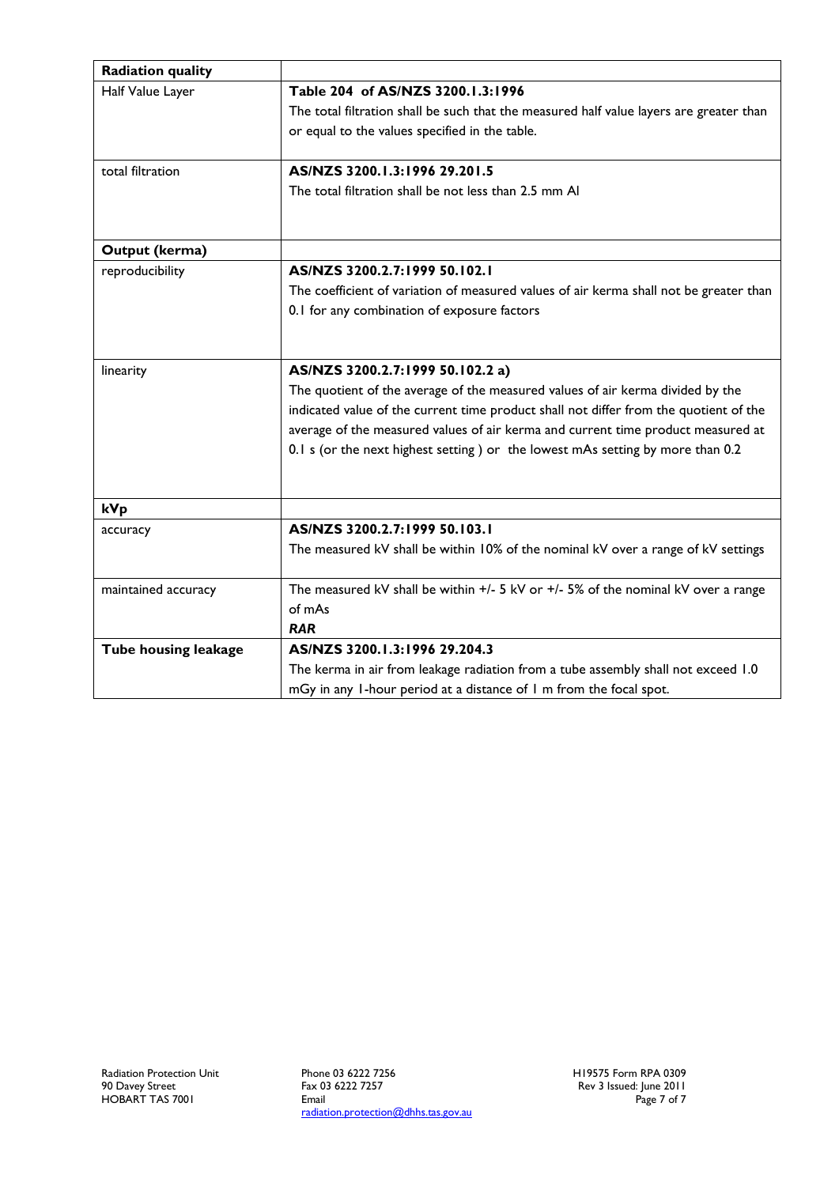| | |
|---|---|
| **Radiation quality** | |
| Half Value Layer | **Table 204 of AS/NZS 3200.1.3:1996**<br>The total filtration shall be such that the measured half value layers are greater than or equal to the values specified in the table. |
| total filtration | **AS/NZS 3200.1.3:1996 29.201.5**<br>The total filtration shall be not less than 2.5 mm Al |
| **Output (kerma)** | |
| reproducibility | **AS/NZS 3200.2.7:1999 50.102.1**<br>The coefficient of variation of measured values of air kerma shall not be greater than 0.1 for any combination of exposure factors |
| linearity | **AS/NZS 3200.2.7:1999 50.102.2 a)**<br>The quotient of the average of the measured values of air kerma divided by the indicated value of the current time product shall not differ from the quotient of the average of the measured values of air kerma and current time product measured at 0.1 s (or the next highest setting ) or the lowest mAs setting by more than 0.2 |
| **kVp** | |
| accuracy | **AS/NZS 3200.2.7:1999 50.103.1**<br>The measured kV shall be within 10% of the nominal kV over a range of kV settings |
| maintained accuracy | The measured kV shall be within +/- 5 kV or +/- 5% of the nominal kV over a range of mAs<br>***RAR*** |
| **Tube housing leakage** | **AS/NZS 3200.1.3:1996 29.204.3**<br>The kerma in air from leakage radiation from a tube assembly shall not exceed 1.0 mGy in any 1-hour period at a distance of 1 m from the focal spot. |

Radiation Protection Unit
90 Davey Street
HOBART TAS 7001

Phone 03 6222 7256
Fax 03 6222 7257
Email
radiation.protection@dhhs.tas.gov.au

H19575 Form RPA 0309
Rev 3 Issued: June 2011